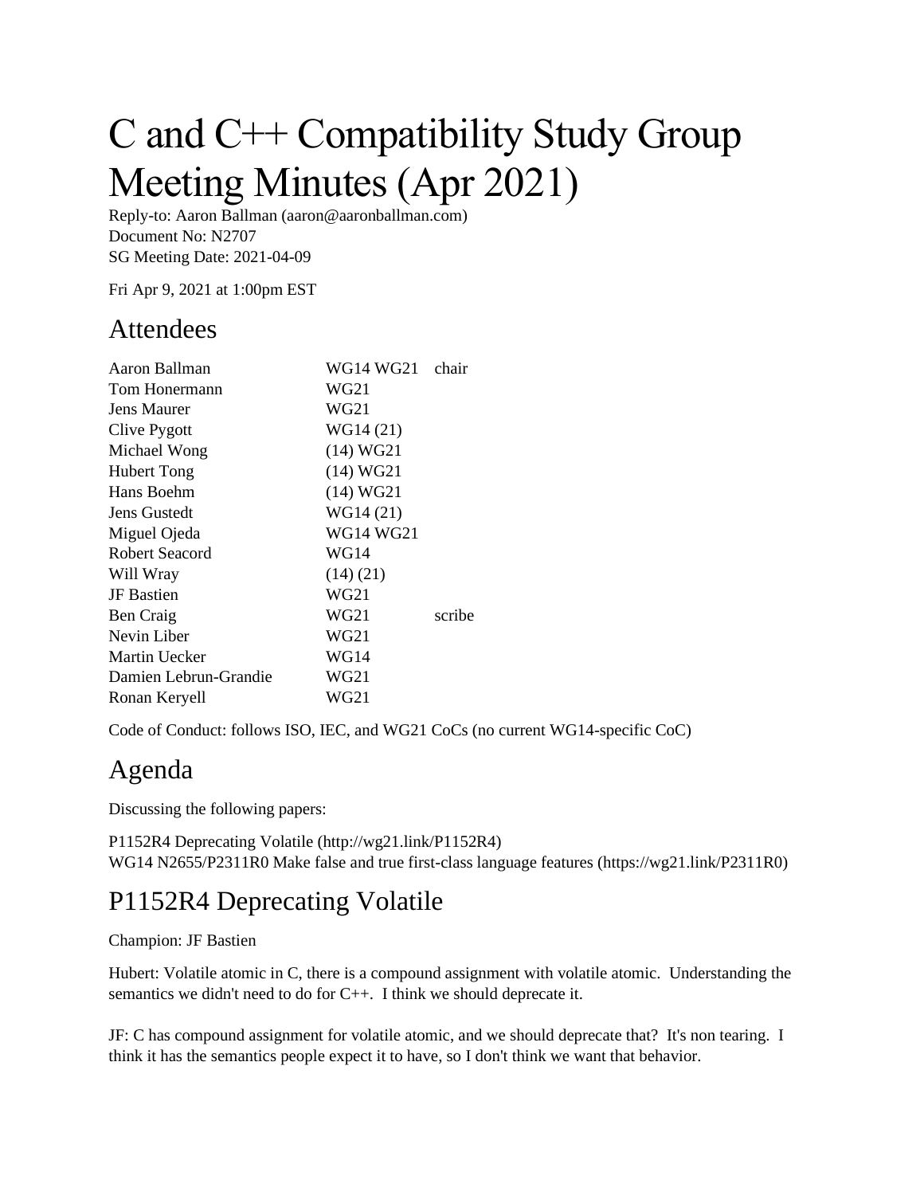# C and C++ Compatibility Study Group Meeting Minutes (Apr 2021)

Reply-to: Aaron Ballman (aaron@aaronballman.com)
Document No: N2707
SG Meeting Date: 2021-04-09

Fri Apr 9, 2021 at 1:00pm EST

## Attendees

| | | |
|---|---|---|
| Aaron Ballman | WG14 WG21 | chair |
| Tom Honermann | WG21 | |
| Jens Maurer | WG21 | |
| Clive Pygott | WG14 (21) | |
| Michael Wong | (14) WG21 | |
| Hubert Tong | (14) WG21 | |
| Hans Boehm | (14) WG21 | |
| Jens Gustedt | WG14 (21) | |
| Miguel Ojeda | WG14 WG21 | |
| Robert Seacord | WG14 | |
| Will Wray | (14) (21) | |
| JF Bastien | WG21 | |
| Ben Craig | WG21 | scribe |
| Nevin Liber | WG21 | |
| Martin Uecker | WG14 | |
| Damien Lebrun-Grandie | WG21 | |
| Ronan Keryell | WG21 | |

Code of Conduct: follows ISO, IEC, and WG21 CoCs (no current WG14-specific CoC)

## Agenda

Discussing the following papers:

P1152R4 Deprecating Volatile (http://wg21.link/P1152R4)
WG14 N2655/P2311R0 Make false and true first-class language features (https://wg21.link/P2311R0)

## P1152R4 Deprecating Volatile

Champion: JF Bastien

Hubert: Volatile atomic in C, there is a compound assignment with volatile atomic. Understanding the semantics we didn't need to do for C++. I think we should deprecate it.

JF: C has compound assignment for volatile atomic, and we should deprecate that? It's non tearing. I think it has the semantics people expect it to have, so I don't think we want that behavior.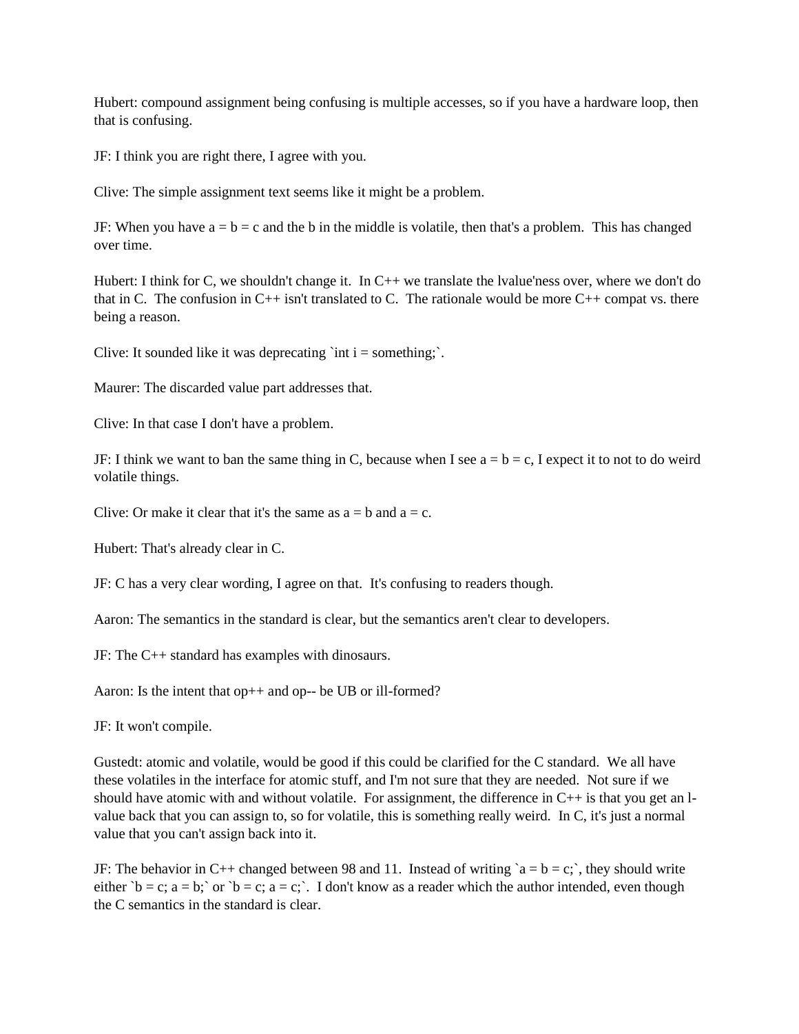Hubert: compound assignment being confusing is multiple accesses, so if you have a hardware loop, then that is confusing.

JF: I think you are right there, I agree with you.

Clive: The simple assignment text seems like it might be a problem.

JF: When you have a = b = c and the b in the middle is volatile, then that's a problem.  This has changed over time.

Hubert: I think for C, we shouldn't change it.  In C++ we translate the lvalue'ness over, where we don't do that in C.  The confusion in C++ isn't translated to C.  The rationale would be more C++ compat vs. there being a reason.

Clive: It sounded like it was deprecating `int i = something;`.

Maurer: The discarded value part addresses that.

Clive: In that case I don't have a problem.

JF: I think we want to ban the same thing in C, because when I see a = b = c, I expect it to not to do weird volatile things.

Clive: Or make it clear that it's the same as a = b and a = c.

Hubert: That's already clear in C.

JF: C has a very clear wording, I agree on that.  It's confusing to readers though.

Aaron: The semantics in the standard is clear, but the semantics aren't clear to developers.

JF: The C++ standard has examples with dinosaurs.

Aaron: Is the intent that op++ and op-- be UB or ill-formed?

JF: It won't compile.

Gustedt: atomic and volatile, would be good if this could be clarified for the C standard.  We all have these volatiles in the interface for atomic stuff, and I'm not sure that they are needed.  Not sure if we should have atomic with and without volatile.  For assignment, the difference in C++ is that you get an l-value back that you can assign to, so for volatile, this is something really weird.  In C, it's just a normal value that you can't assign back into it.

JF: The behavior in C++ changed between 98 and 11.  Instead of writing `a = b = c;`, they should write either `b = c; a = b;` or `b = c; a = c;`.  I don't know as a reader which the author intended, even though the C semantics in the standard is clear.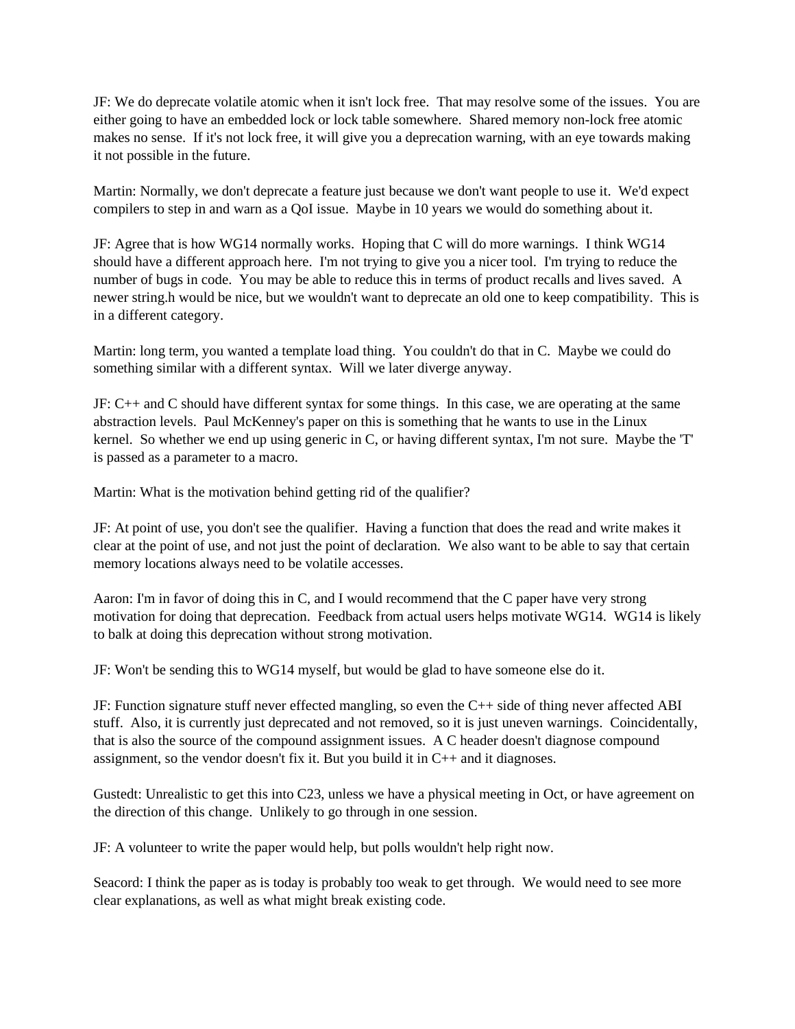JF: We do deprecate volatile atomic when it isn't lock free. That may resolve some of the issues. You are either going to have an embedded lock or lock table somewhere. Shared memory non-lock free atomic makes no sense. If it's not lock free, it will give you a deprecation warning, with an eye towards making it not possible in the future.

Martin: Normally, we don't deprecate a feature just because we don't want people to use it. We'd expect compilers to step in and warn as a QoI issue. Maybe in 10 years we would do something about it.

JF: Agree that is how WG14 normally works. Hoping that C will do more warnings. I think WG14 should have a different approach here. I'm not trying to give you a nicer tool. I'm trying to reduce the number of bugs in code. You may be able to reduce this in terms of product recalls and lives saved. A newer string.h would be nice, but we wouldn't want to deprecate an old one to keep compatibility. This is in a different category.

Martin: long term, you wanted a template load thing. You couldn't do that in C. Maybe we could do something similar with a different syntax. Will we later diverge anyway.

JF: C++ and C should have different syntax for some things. In this case, we are operating at the same abstraction levels. Paul McKenney's paper on this is something that he wants to use in the Linux kernel. So whether we end up using generic in C, or having different syntax, I'm not sure. Maybe the 'T' is passed as a parameter to a macro.

Martin: What is the motivation behind getting rid of the qualifier?

JF: At point of use, you don't see the qualifier. Having a function that does the read and write makes it clear at the point of use, and not just the point of declaration. We also want to be able to say that certain memory locations always need to be volatile accesses.

Aaron: I'm in favor of doing this in C, and I would recommend that the C paper have very strong motivation for doing that deprecation. Feedback from actual users helps motivate WG14. WG14 is likely to balk at doing this deprecation without strong motivation.

JF: Won't be sending this to WG14 myself, but would be glad to have someone else do it.

JF: Function signature stuff never effected mangling, so even the C++ side of thing never affected ABI stuff. Also, it is currently just deprecated and not removed, so it is just uneven warnings. Coincidentally, that is also the source of the compound assignment issues. A C header doesn't diagnose compound assignment, so the vendor doesn't fix it. But you build it in C++ and it diagnoses.

Gustedt: Unrealistic to get this into C23, unless we have a physical meeting in Oct, or have agreement on the direction of this change. Unlikely to go through in one session.

JF: A volunteer to write the paper would help, but polls wouldn't help right now.

Seacord: I think the paper as is today is probably too weak to get through. We would need to see more clear explanations, as well as what might break existing code.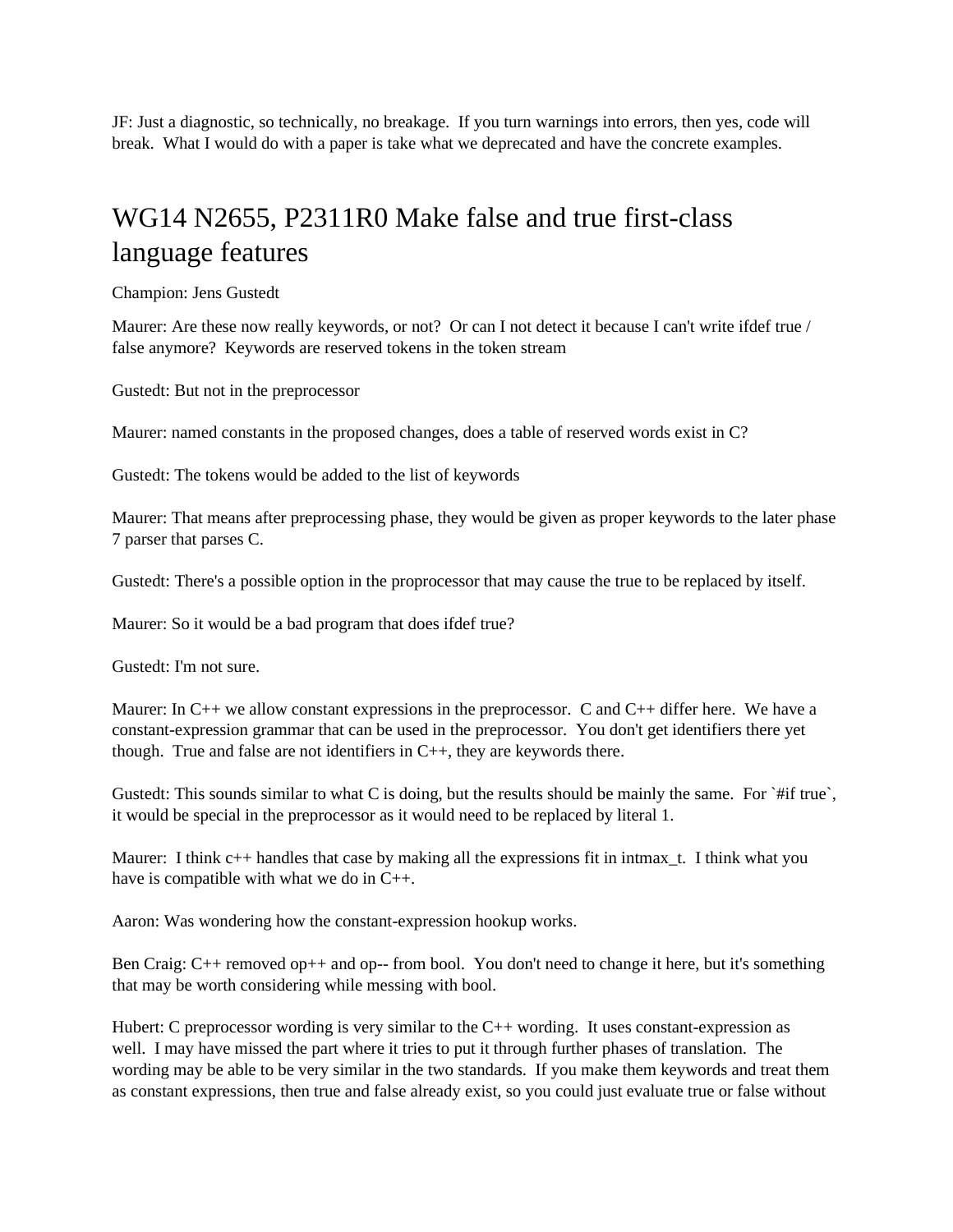JF: Just a diagnostic, so technically, no breakage. If you turn warnings into errors, then yes, code will break. What I would do with a paper is take what we deprecated and have the concrete examples.

# WG14 N2655, P2311R0 Make false and true first-class language features

Champion: Jens Gustedt

Maurer: Are these now really keywords, or not? Or can I not detect it because I can't write ifdef true / false anymore? Keywords are reserved tokens in the token stream

Gustedt: But not in the preprocessor

Maurer: named constants in the proposed changes, does a table of reserved words exist in C?

Gustedt: The tokens would be added to the list of keywords

Maurer: That means after preprocessing phase, they would be given as proper keywords to the later phase 7 parser that parses C.

Gustedt: There's a possible option in the proprocessor that may cause the true to be replaced by itself.

Maurer: So it would be a bad program that does ifdef true?

Gustedt: I'm not sure.

Maurer: In C++ we allow constant expressions in the preprocessor. C and C++ differ here. We have a constant-expression grammar that can be used in the preprocessor. You don't get identifiers there yet though. True and false are not identifiers in C++, they are keywords there.

Gustedt: This sounds similar to what C is doing, but the results should be mainly the same. For `#if true`, it would be special in the preprocessor as it would need to be replaced by literal 1.

Maurer: I think c++ handles that case by making all the expressions fit in intmax_t. I think what you have is compatible with what we do in C++.

Aaron: Was wondering how the constant-expression hookup works.

Ben Craig: C++ removed op++ and op-- from bool. You don't need to change it here, but it's something that may be worth considering while messing with bool.

Hubert: C preprocessor wording is very similar to the C++ wording. It uses constant-expression as well. I may have missed the part where it tries to put it through further phases of translation. The wording may be able to be very similar in the two standards. If you make them keywords and treat them as constant expressions, then true and false already exist, so you could just evaluate true or false without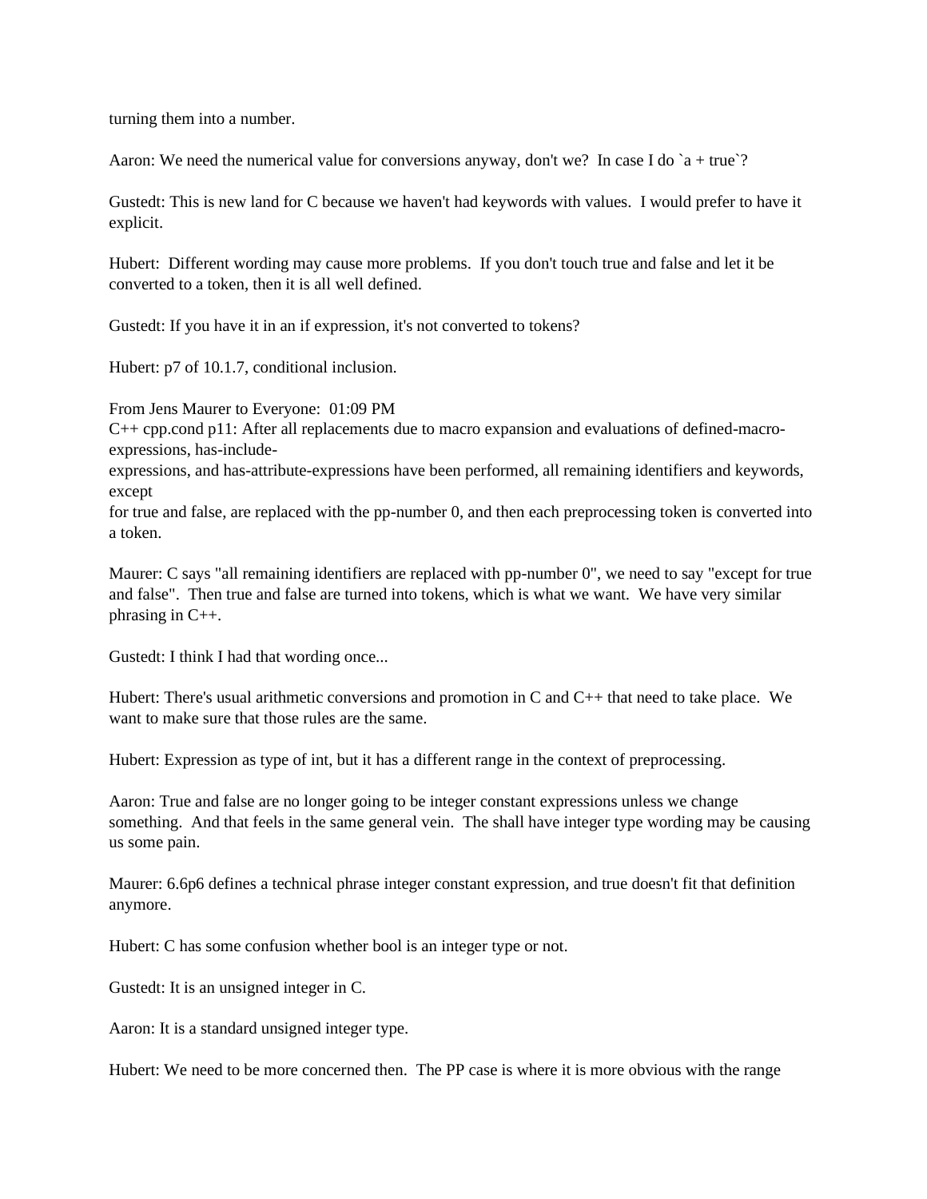turning them into a number.

Aaron: We need the numerical value for conversions anyway, don't we? In case I do `a + true`?

Gustedt: This is new land for C because we haven't had keywords with values. I would prefer to have it explicit.

Hubert: Different wording may cause more problems. If you don't touch true and false and let it be converted to a token, then it is all well defined.

Gustedt: If you have it in an if expression, it's not converted to tokens?

Hubert: p7 of 10.1.7, conditional inclusion.

From Jens Maurer to Everyone: 01:09 PM
C++ cpp.cond p11: After all replacements due to macro expansion and evaluations of defined-macro-expressions, has-include-expressions, and has-attribute-expressions have been performed, all remaining identifiers and keywords, except for true and false, are replaced with the pp-number 0, and then each preprocessing token is converted into a token.

Maurer: C says "all remaining identifiers are replaced with pp-number 0", we need to say "except for true and false". Then true and false are turned into tokens, which is what we want. We have very similar phrasing in C++.

Gustedt: I think I had that wording once...

Hubert: There's usual arithmetic conversions and promotion in C and C++ that need to take place. We want to make sure that those rules are the same.

Hubert: Expression as type of int, but it has a different range in the context of preprocessing.

Aaron: True and false are no longer going to be integer constant expressions unless we change something. And that feels in the same general vein. The shall have integer type wording may be causing us some pain.

Maurer: 6.6p6 defines a technical phrase integer constant expression, and true doesn't fit that definition anymore.

Hubert: C has some confusion whether bool is an integer type or not.

Gustedt: It is an unsigned integer in C.

Aaron: It is a standard unsigned integer type.

Hubert: We need to be more concerned then. The PP case is where it is more obvious with the range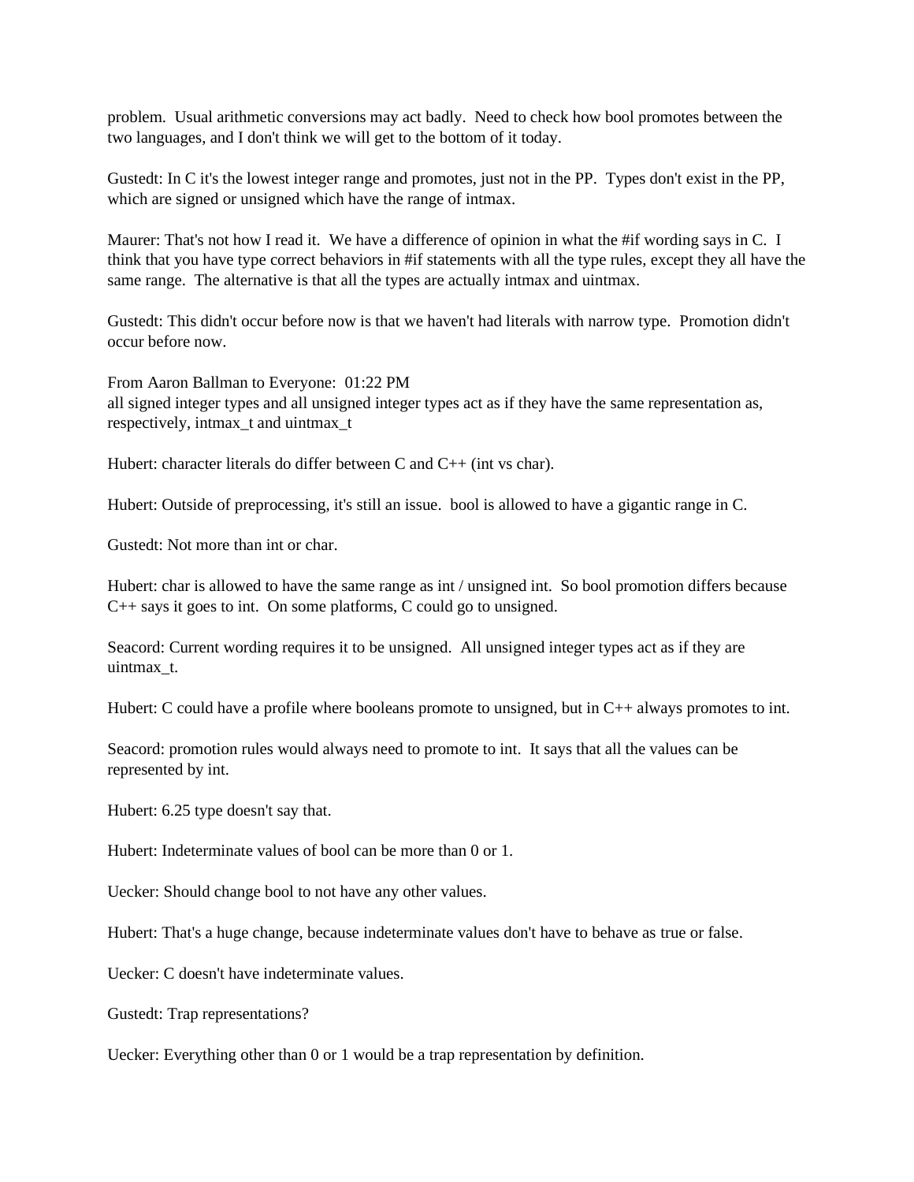problem. Usual arithmetic conversions may act badly. Need to check how bool promotes between the two languages, and I don't think we will get to the bottom of it today.

Gustedt: In C it's the lowest integer range and promotes, just not in the PP. Types don't exist in the PP, which are signed or unsigned which have the range of intmax.

Maurer: That's not how I read it. We have a difference of opinion in what the #if wording says in C. I think that you have type correct behaviors in #if statements with all the type rules, except they all have the same range. The alternative is that all the types are actually intmax and uintmax.

Gustedt: This didn't occur before now is that we haven't had literals with narrow type. Promotion didn't occur before now.

From Aaron Ballman to Everyone: 01:22 PM
all signed integer types and all unsigned integer types act as if they have the same representation as, respectively, intmax_t and uintmax_t

Hubert: character literals do differ between C and C++ (int vs char).

Hubert: Outside of preprocessing, it's still an issue. bool is allowed to have a gigantic range in C.

Gustedt: Not more than int or char.

Hubert: char is allowed to have the same range as int / unsigned int. So bool promotion differs because C++ says it goes to int. On some platforms, C could go to unsigned.

Seacord: Current wording requires it to be unsigned. All unsigned integer types act as if they are uintmax_t.

Hubert: C could have a profile where booleans promote to unsigned, but in C++ always promotes to int.

Seacord: promotion rules would always need to promote to int. It says that all the values can be represented by int.

Hubert: 6.25 type doesn't say that.

Hubert: Indeterminate values of bool can be more than 0 or 1.

Uecker: Should change bool to not have any other values.

Hubert: That's a huge change, because indeterminate values don't have to behave as true or false.

Uecker: C doesn't have indeterminate values.

Gustedt: Trap representations?

Uecker: Everything other than 0 or 1 would be a trap representation by definition.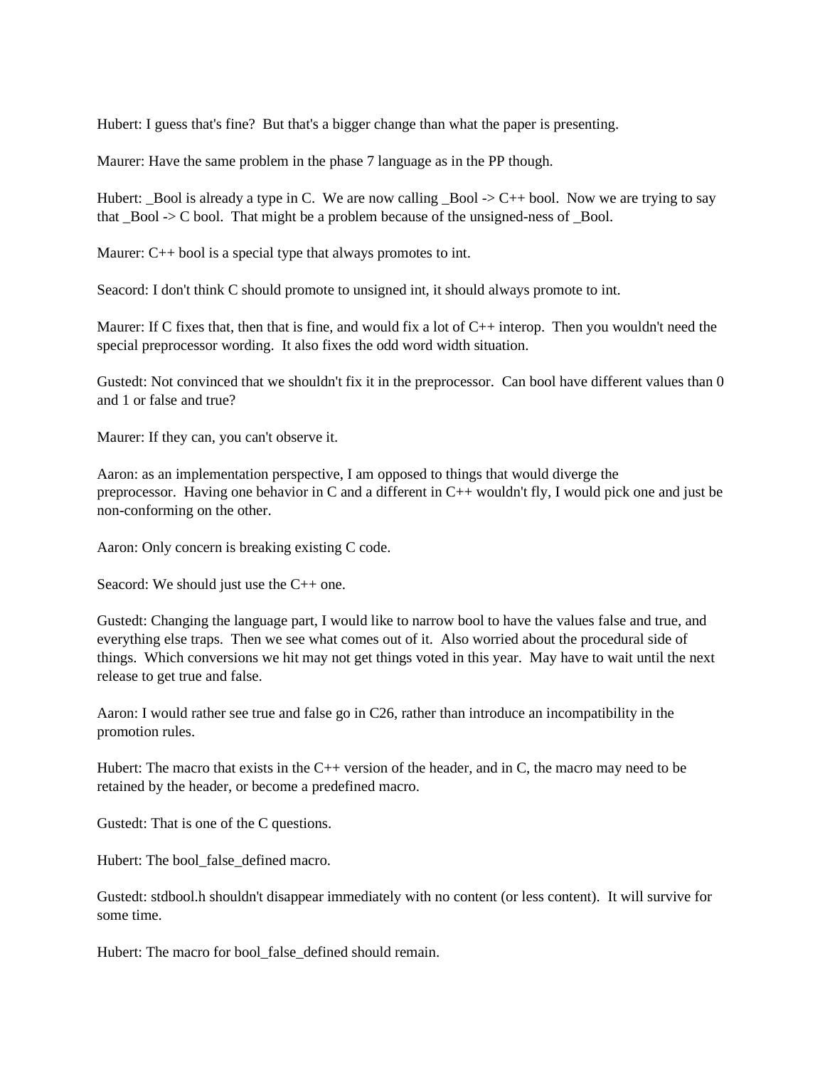Hubert: I guess that's fine?  But that's a bigger change than what the paper is presenting.

Maurer: Have the same problem in the phase 7 language as in the PP though.

Hubert: _Bool is already a type in C.  We are now calling _Bool -> C++ bool.  Now we are trying to say that _Bool -> C bool.  That might be a problem because of the unsigned-ness of _Bool.

Maurer: C++ bool is a special type that always promotes to int.

Seacord: I don't think C should promote to unsigned int, it should always promote to int.

Maurer: If C fixes that, then that is fine, and would fix a lot of C++ interop.  Then you wouldn't need the special preprocessor wording.  It also fixes the odd word width situation.

Gustedt: Not convinced that we shouldn't fix it in the preprocessor.  Can bool have different values than 0 and 1 or false and true?

Maurer: If they can, you can't observe it.

Aaron: as an implementation perspective, I am opposed to things that would diverge the preprocessor.  Having one behavior in C and a different in C++ wouldn't fly, I would pick one and just be non-conforming on the other.

Aaron: Only concern is breaking existing C code.

Seacord: We should just use the C++ one.

Gustedt: Changing the language part, I would like to narrow bool to have the values false and true, and everything else traps.  Then we see what comes out of it.  Also worried about the procedural side of things.  Which conversions we hit may not get things voted in this year.  May have to wait until the next release to get true and false.

Aaron: I would rather see true and false go in C26, rather than introduce an incompatibility in the promotion rules.

Hubert: The macro that exists in the C++ version of the header, and in C, the macro may need to be retained by the header, or become a predefined macro.

Gustedt: That is one of the C questions.

Hubert: The bool_false_defined macro.

Gustedt: stdbool.h shouldn't disappear immediately with no content (or less content).  It will survive for some time.

Hubert: The macro for bool_false_defined should remain.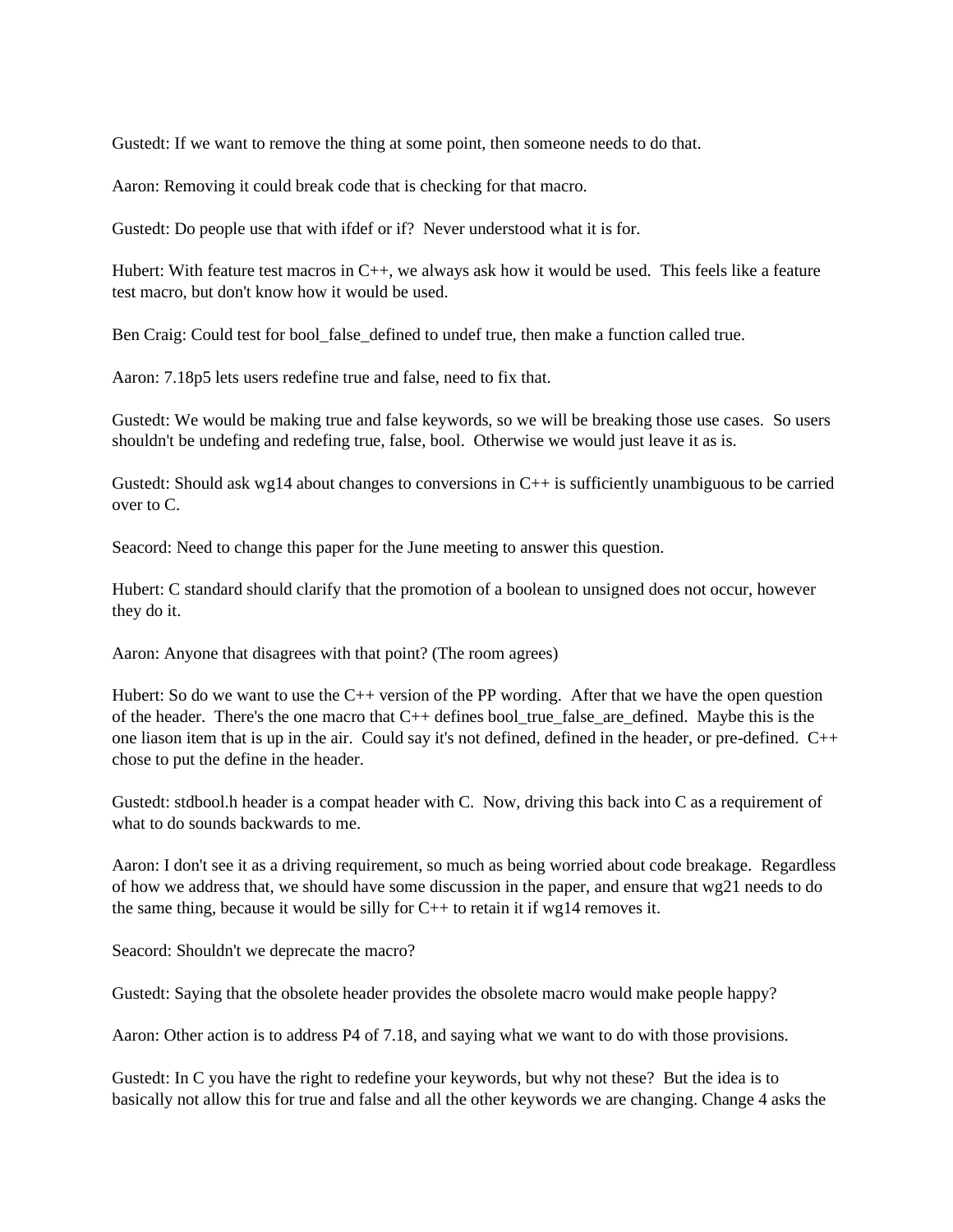Gustedt: If we want to remove the thing at some point, then someone needs to do that.

Aaron: Removing it could break code that is checking for that macro.

Gustedt: Do people use that with ifdef or if? Never understood what it is for.

Hubert: With feature test macros in C++, we always ask how it would be used. This feels like a feature test macro, but don't know how it would be used.

Ben Craig: Could test for bool_false_defined to undef true, then make a function called true.

Aaron: 7.18p5 lets users redefine true and false, need to fix that.

Gustedt: We would be making true and false keywords, so we will be breaking those use cases. So users shouldn't be undefing and redefing true, false, bool. Otherwise we would just leave it as is.

Gustedt: Should ask wg14 about changes to conversions in C++ is sufficiently unambiguous to be carried over to C.

Seacord: Need to change this paper for the June meeting to answer this question.

Hubert: C standard should clarify that the promotion of a boolean to unsigned does not occur, however they do it.

Aaron: Anyone that disagrees with that point? (The room agrees)

Hubert: So do we want to use the C++ version of the PP wording. After that we have the open question of the header. There's the one macro that C++ defines bool_true_false_are_defined. Maybe this is the one liason item that is up in the air. Could say it's not defined, defined in the header, or pre-defined. C++ chose to put the define in the header.

Gustedt: stdbool.h header is a compat header with C. Now, driving this back into C as a requirement of what to do sounds backwards to me.

Aaron: I don't see it as a driving requirement, so much as being worried about code breakage. Regardless of how we address that, we should have some discussion in the paper, and ensure that wg21 needs to do the same thing, because it would be silly for C++ to retain it if wg14 removes it.

Seacord: Shouldn't we deprecate the macro?

Gustedt: Saying that the obsolete header provides the obsolete macro would make people happy?

Aaron: Other action is to address P4 of 7.18, and saying what we want to do with those provisions.

Gustedt: In C you have the right to redefine your keywords, but why not these? But the idea is to basically not allow this for true and false and all the other keywords we are changing. Change 4 asks the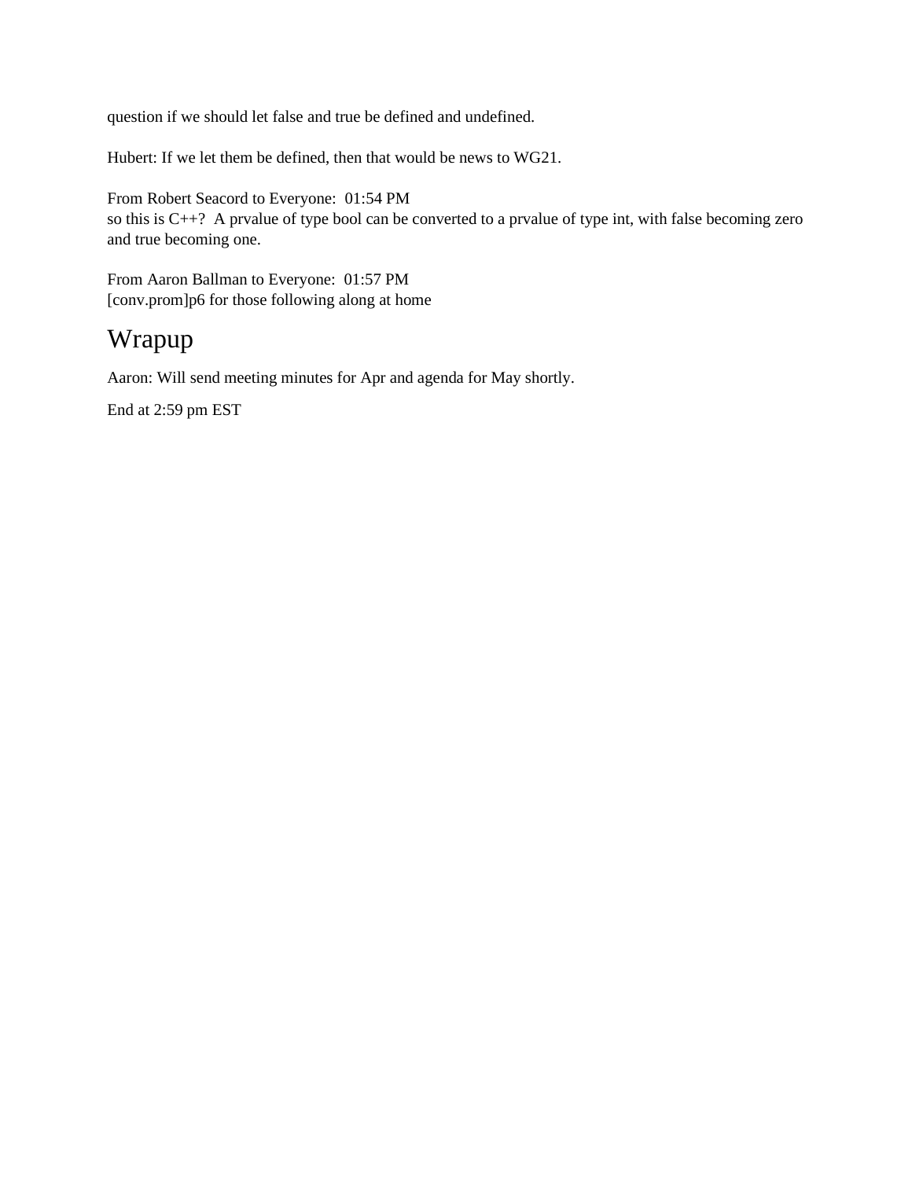question if we should let false and true be defined and undefined.

Hubert: If we let them be defined, then that would be news to WG21.

From Robert Seacord to Everyone: 01:54 PM
so this is C++? A prvalue of type bool can be converted to a prvalue of type int, with false becoming zero and true becoming one.

From Aaron Ballman to Everyone: 01:57 PM
[conv.prom]p6 for those following along at home

## Wrapup

Aaron: Will send meeting minutes for Apr and agenda for May shortly.

End at 2:59 pm EST